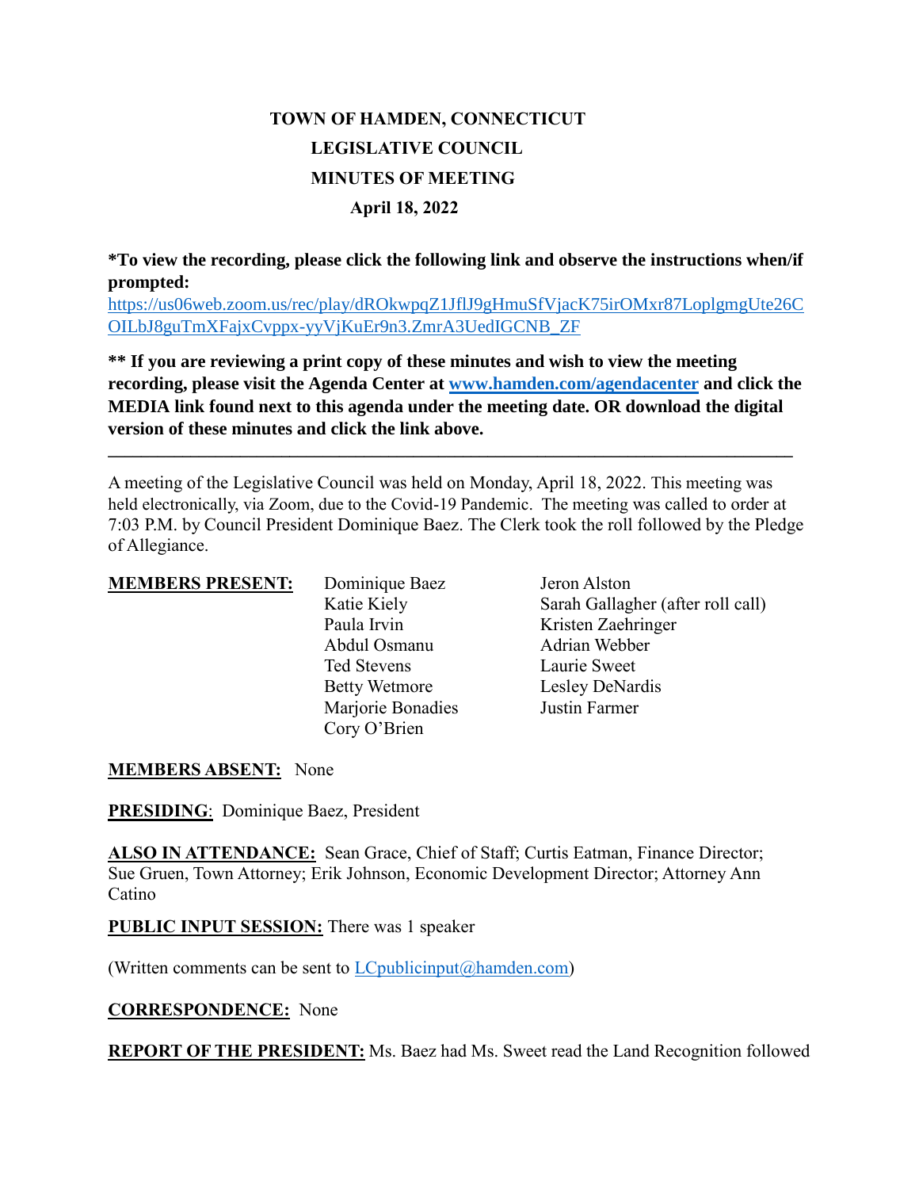# TOWN OF HAMDEN, CONNECTICUT
## LEGISLATIVE COUNCIL
## MINUTES OF MEETING
### April 18, 2022

**\*To view the recording, please click the following link and observe the instructions when/if prompted:**
[https://us06web.zoom.us/rec/play/dROkwpqZ1JflJ9gHmuSfVjacK75irOMxr87LoplgmgUte26COILbJ8guTmXFajxCvppx-yyVjKuEr9n3.ZmrA3UedIGCNB_ZF](https://us06web.zoom.us/rec/play/dROkwpqZ1JflJ9gHmuSfVjacK75irOMxr87LoplgmgUte26COILbJ8guTmXFajxCvppx-yyVjKuEr9n3.ZmrA3UedIGCNB_ZF)

**\*\* If you are reviewing a print copy of these minutes and wish to view the meeting recording, please visit the Agenda Center at [www.hamden.com/agendacenter](http://www.hamden.com/agendacenter) and click the MEDIA link found next to this agenda under the meeting date. OR download the digital version of these minutes and click the link above.**

---

A meeting of the Legislative Council was held on Monday, April 18, 2022. This meeting was held electronically, via Zoom, due to the Covid-19 Pandemic. The meeting was called to order at 7:03 P.M. by Council President Dominique Baez. The Clerk took the roll followed by the Pledge of Allegiance.

**MEMBERS PRESENT:**

- Dominique Baez
- Katie Kiely
- Paula Irvin
- Abdul Osmanu
- Ted Stevens
- Betty Wetmore
- Marjorie Bonadies
- Cory O'Brien
- Jeron Alston
- Sarah Gallagher (after roll call)
- Kristen Zaehringer
- Adrian Webber
- Laurie Sweet
- Lesley DeNardis
- Justin Farmer

**MEMBERS ABSENT:** None

**PRESIDING**: Dominique Baez, President

**ALSO IN ATTENDANCE:** Sean Grace, Chief of Staff; Curtis Eatman, Finance Director; Sue Gruen, Town Attorney; Erik Johnson, Economic Development Director; Attorney Ann Catino

**PUBLIC INPUT SESSION:** There was 1 speaker

(Written comments can be sent to [LCpublicinput@hamden.com](mailto:LCpublicinput@hamden.com))

**CORRESPONDENCE:** None

**REPORT OF THE PRESIDENT:** Ms. Baez had Ms. Sweet read the Land Recognition followed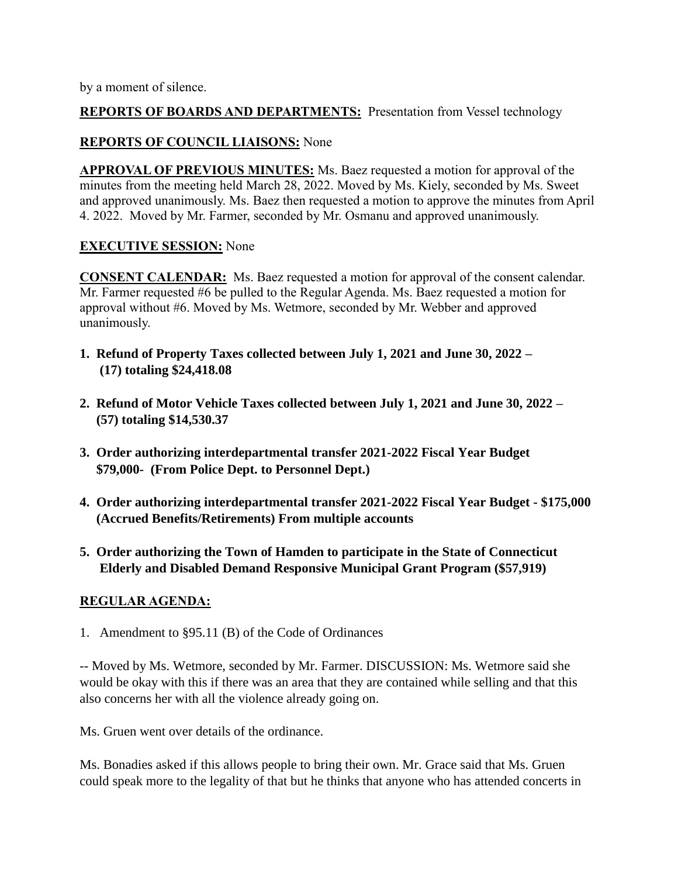by a moment of silence.

**REPORTS OF BOARDS AND DEPARTMENTS:** Presentation from Vessel technology

**REPORTS OF COUNCIL LIAISONS:** None

**APPROVAL OF PREVIOUS MINUTES:** Ms. Baez requested a motion for approval of the minutes from the meeting held March 28, 2022. Moved by Ms. Kiely, seconded by Ms. Sweet and approved unanimously. Ms. Baez then requested a motion to approve the minutes from April 4. 2022. Moved by Mr. Farmer, seconded by Mr. Osmanu and approved unanimously.

**EXECUTIVE SESSION:** None

**CONSENT CALENDAR:** Ms. Baez requested a motion for approval of the consent calendar. Mr. Farmer requested #6 be pulled to the Regular Agenda. Ms. Baez requested a motion for approval without #6. Moved by Ms. Wetmore, seconded by Mr. Webber and approved unanimously.

1. **Refund of Property Taxes collected between July 1, 2021 and June 30, 2022 – (17) totaling $24,418.08**

2. **Refund of Motor Vehicle Taxes collected between July 1, 2021 and June 30, 2022 – (57) totaling $14,530.37**

3. **Order authorizing interdepartmental transfer 2021-2022 Fiscal Year Budget $79,000- (From Police Dept. to Personnel Dept.)**

4. **Order authorizing interdepartmental transfer 2021-2022 Fiscal Year Budget - $175,000 (Accrued Benefits/Retirements) From multiple accounts**

5. **Order authorizing the Town of Hamden to participate in the State of Connecticut Elderly and Disabled Demand Responsive Municipal Grant Program ($57,919)**

**REGULAR AGENDA:**

1. Amendment to §95.11 (B) of the Code of Ordinances

-- Moved by Ms. Wetmore, seconded by Mr. Farmer. DISCUSSION: Ms. Wetmore said she would be okay with this if there was an area that they are contained while selling and that this also concerns her with all the violence already going on.

Ms. Gruen went over details of the ordinance.

Ms. Bonadies asked if this allows people to bring their own. Mr. Grace said that Ms. Gruen could speak more to the legality of that but he thinks that anyone who has attended concerts in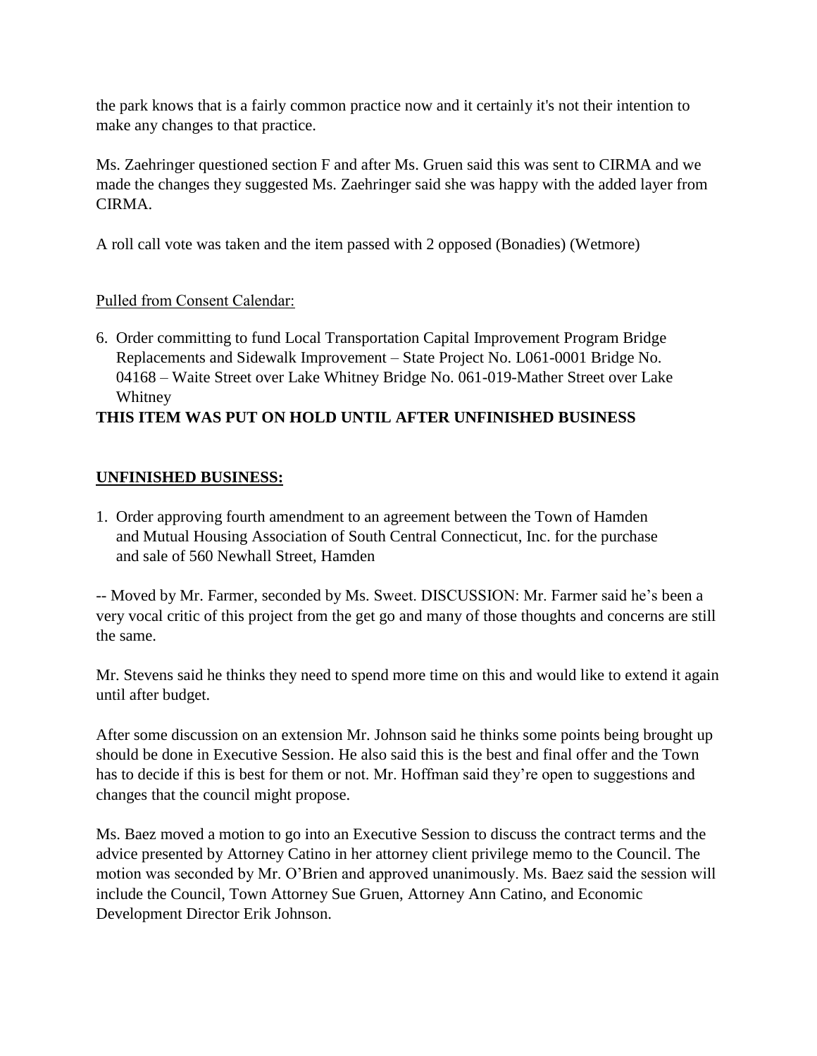the park knows that is a fairly common practice now and it certainly it's not their intention to make any changes to that practice.

Ms. Zaehringer questioned section F and after Ms. Gruen said this was sent to CIRMA and we made the changes they suggested Ms. Zaehringer said she was happy with the added layer from CIRMA.

A roll call vote was taken and the item passed with 2 opposed (Bonadies) (Wetmore)

Pulled from Consent Calendar:

6. Order committing to fund Local Transportation Capital Improvement Program Bridge Replacements and Sidewalk Improvement – State Project No. L061-0001 Bridge No. 04168 – Waite Street over Lake Whitney Bridge No. 061-019-Mather Street over Lake Whitney

**THIS ITEM WAS PUT ON HOLD UNTIL AFTER UNFINISHED BUSINESS**

**UNFINISHED BUSINESS:**

1. Order approving fourth amendment to an agreement between the Town of Hamden and Mutual Housing Association of South Central Connecticut, Inc. for the purchase and sale of 560 Newhall Street, Hamden

-- Moved by Mr. Farmer, seconded by Ms. Sweet. DISCUSSION: Mr. Farmer said he's been a very vocal critic of this project from the get go and many of those thoughts and concerns are still the same.

Mr. Stevens said he thinks they need to spend more time on this and would like to extend it again until after budget.

After some discussion on an extension Mr. Johnson said he thinks some points being brought up should be done in Executive Session. He also said this is the best and final offer and the Town has to decide if this is best for them or not. Mr. Hoffman said they're open to suggestions and changes that the council might propose.

Ms. Baez moved a motion to go into an Executive Session to discuss the contract terms and the advice presented by Attorney Catino in her attorney client privilege memo to the Council. The motion was seconded by Mr. O'Brien and approved unanimously. Ms. Baez said the session will include the Council, Town Attorney Sue Gruen, Attorney Ann Catino, and Economic Development Director Erik Johnson.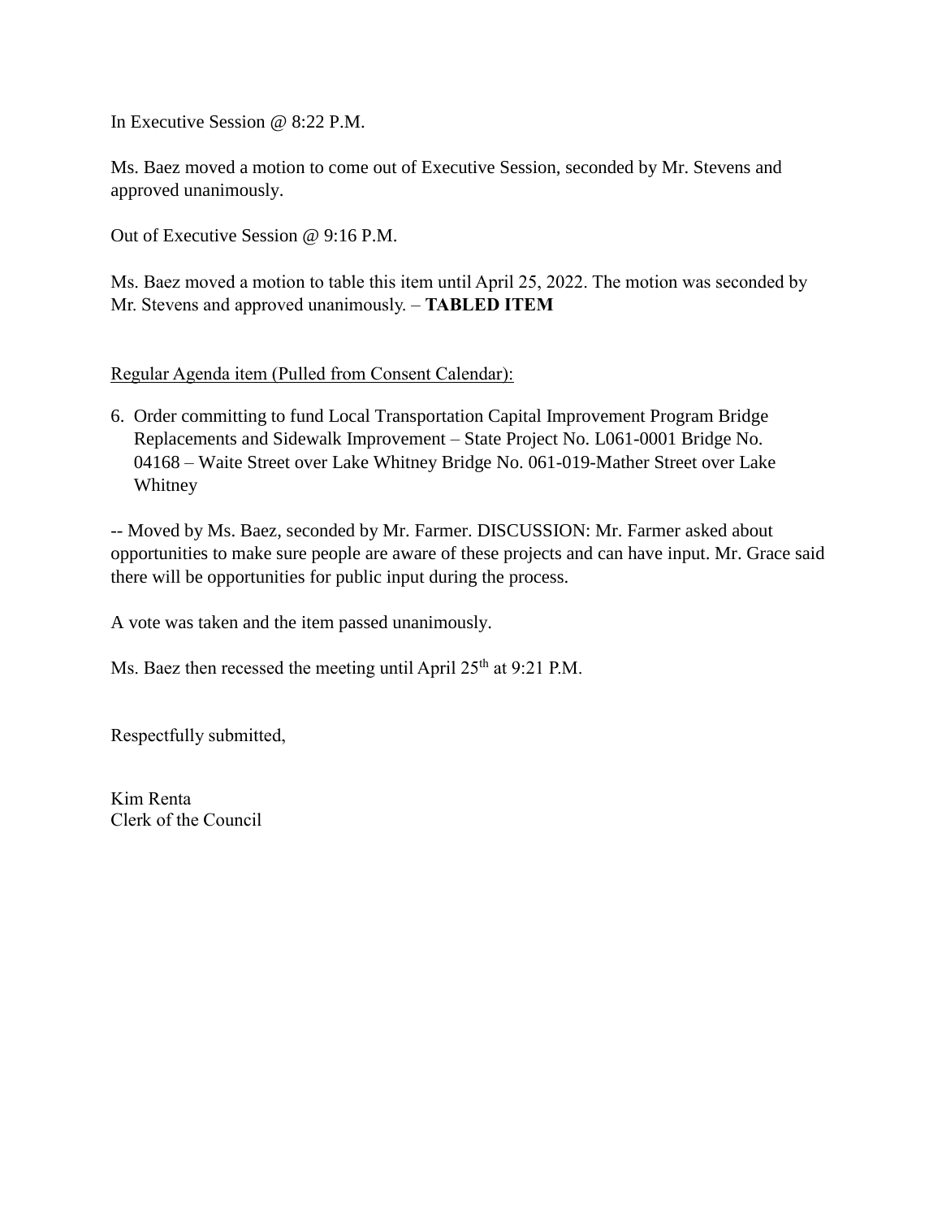In Executive Session @ 8:22 P.M.

Ms. Baez moved a motion to come out of Executive Session, seconded by Mr. Stevens and approved unanimously.

Out of Executive Session @ 9:16 P.M.

Ms. Baez moved a motion to table this item until April 25, 2022. The motion was seconded by Mr. Stevens and approved unanimously. – **TABLED ITEM**

<u>Regular Agenda item (Pulled from Consent Calendar):</u>

6. Order committing to fund Local Transportation Capital Improvement Program Bridge Replacements and Sidewalk Improvement – State Project No. L061-0001 Bridge No. 04168 – Waite Street over Lake Whitney Bridge No. 061-019-Mather Street over Lake Whitney

-- Moved by Ms. Baez, seconded by Mr. Farmer. DISCUSSION: Mr. Farmer asked about opportunities to make sure people are aware of these projects and can have input. Mr. Grace said there will be opportunities for public input during the process.

A vote was taken and the item passed unanimously.

Ms. Baez then recessed the meeting until April 25th at 9:21 P.M.

Respectfully submitted,

Kim Renta
Clerk of the Council